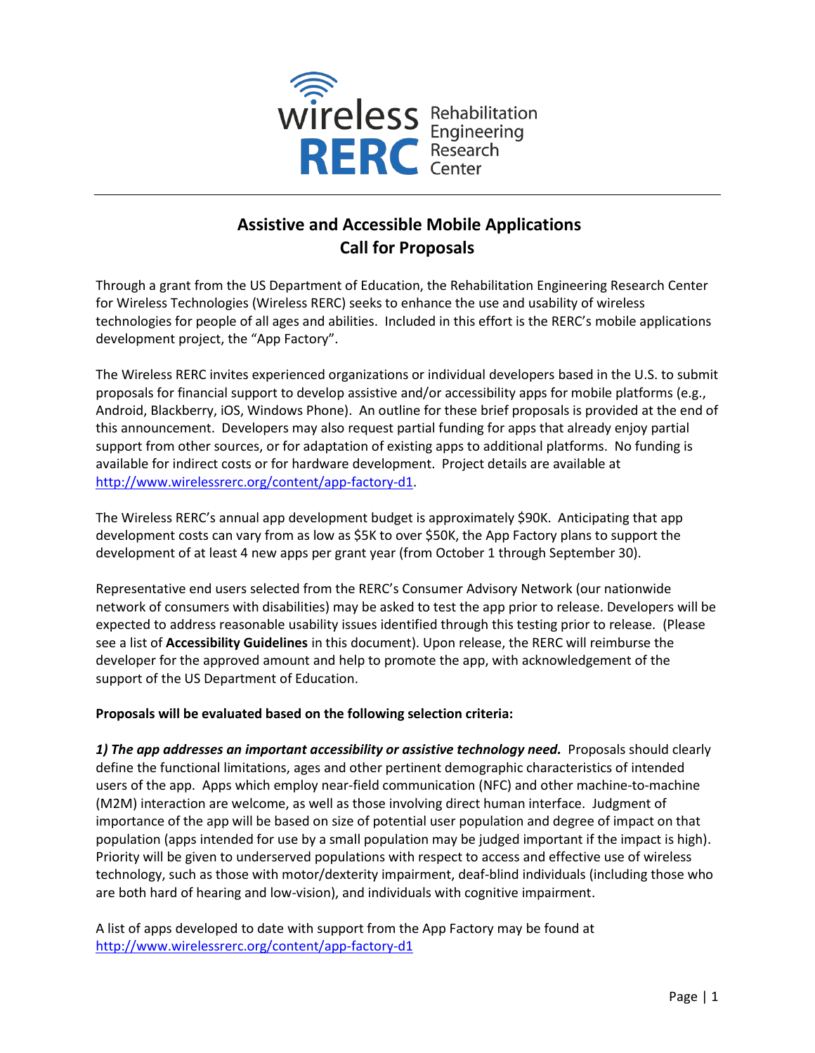wireless RERC Rehabilitation Engineering Research Center

# Assistive and Accessible Mobile Applications Call for Proposals

Through a grant from the US Department of Education, the Rehabilitation Engineering Research Center for Wireless Technologies (Wireless RERC) seeks to enhance the use and usability of wireless technologies for people of all ages and abilities. Included in this effort is the RERC's mobile applications development project, the "App Factory".

The Wireless RERC invites experienced organizations or individual developers based in the U.S. to submit proposals for financial support to develop assistive and/or accessibility apps for mobile platforms (e.g., Android, Blackberry, iOS, Windows Phone). An outline for these brief proposals is provided at the end of this announcement. Developers may also request partial funding for apps that already enjoy partial support from other sources, or for adaptation of existing apps to additional platforms. No funding is available for indirect costs or for hardware development. Project details are available at http://www.wirelessrerc.org/content/app-factory-d1.

The Wireless RERC's annual app development budget is approximately $90K. Anticipating that app development costs can vary from as low as $5K to over $50K, the App Factory plans to support the development of at least 4 new apps per grant year (from October 1 through September 30).

Representative end users selected from the RERC's Consumer Advisory Network (our nationwide network of consumers with disabilities) may be asked to test the app prior to release. Developers will be expected to address reasonable usability issues identified through this testing prior to release. (Please see a list of **Accessibility Guidelines** in this document). Upon release, the RERC will reimburse the developer for the approved amount and help to promote the app, with acknowledgement of the support of the US Department of Education.

**Proposals will be evaluated based on the following selection criteria:**

***1) The app addresses an important accessibility or assistive technology need.*** Proposals should clearly define the functional limitations, ages and other pertinent demographic characteristics of intended users of the app. Apps which employ near-field communication (NFC) and other machine-to-machine (M2M) interaction are welcome, as well as those involving direct human interface. Judgment of importance of the app will be based on size of potential user population and degree of impact on that population (apps intended for use by a small population may be judged important if the impact is high). Priority will be given to underserved populations with respect to access and effective use of wireless technology, such as those with motor/dexterity impairment, deaf-blind individuals (including those who are both hard of hearing and low-vision), and individuals with cognitive impairment.

A list of apps developed to date with support from the App Factory may be found at http://www.wirelessrerc.org/content/app-factory-d1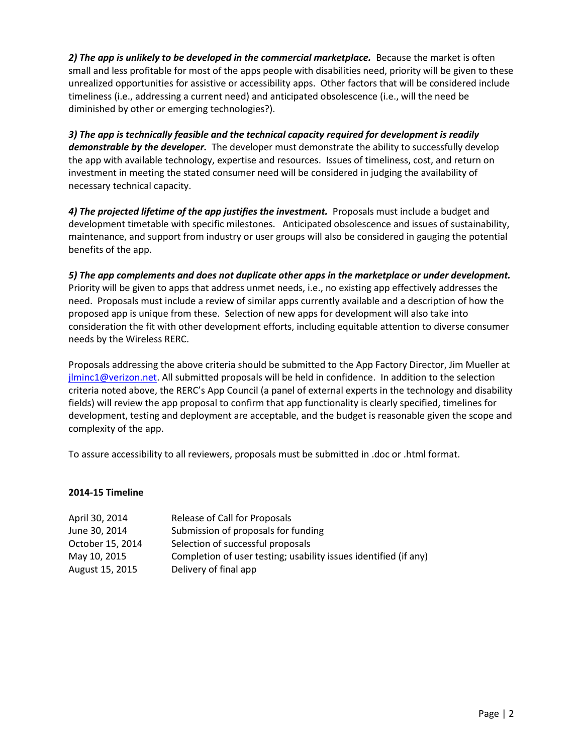***2) The app is unlikely to be developed in the commercial marketplace.*** Because the market is often small and less profitable for most of the apps people with disabilities need, priority will be given to these unrealized opportunities for assistive or accessibility apps. Other factors that will be considered include timeliness (i.e., addressing a current need) and anticipated obsolescence (i.e., will the need be diminished by other or emerging technologies?).

***3) The app is technically feasible and the technical capacity required for development is readily demonstrable by the developer.*** The developer must demonstrate the ability to successfully develop the app with available technology, expertise and resources. Issues of timeliness, cost, and return on investment in meeting the stated consumer need will be considered in judging the availability of necessary technical capacity.

***4) The projected lifetime of the app justifies the investment.*** Proposals must include a budget and development timetable with specific milestones. Anticipated obsolescence and issues of sustainability, maintenance, and support from industry or user groups will also be considered in gauging the potential benefits of the app.

***5) The app complements and does not duplicate other apps in the marketplace or under development.*** Priority will be given to apps that address unmet needs, i.e., no existing app effectively addresses the need. Proposals must include a review of similar apps currently available and a description of how the proposed app is unique from these. Selection of new apps for development will also take into consideration the fit with other development efforts, including equitable attention to diverse consumer needs by the Wireless RERC.

Proposals addressing the above criteria should be submitted to the App Factory Director, Jim Mueller at [jlminc1@verizon.net](mailto:jlminc1@verizon.net). All submitted proposals will be held in confidence. In addition to the selection criteria noted above, the RERC's App Council (a panel of external experts in the technology and disability fields) will review the app proposal to confirm that app functionality is clearly specified, timelines for development, testing and deployment are acceptable, and the budget is reasonable given the scope and complexity of the app.

To assure accessibility to all reviewers, proposals must be submitted in .doc or .html format.

**2014-15 Timeline**

| | |
|---|---|
| April 30, 2014 | Release of Call for Proposals |
| June 30, 2014 | Submission of proposals for funding |
| October 15, 2014 | Selection of successful proposals |
| May 10, 2015 | Completion of user testing; usability issues identified (if any) |
| August 15, 2015 | Delivery of final app |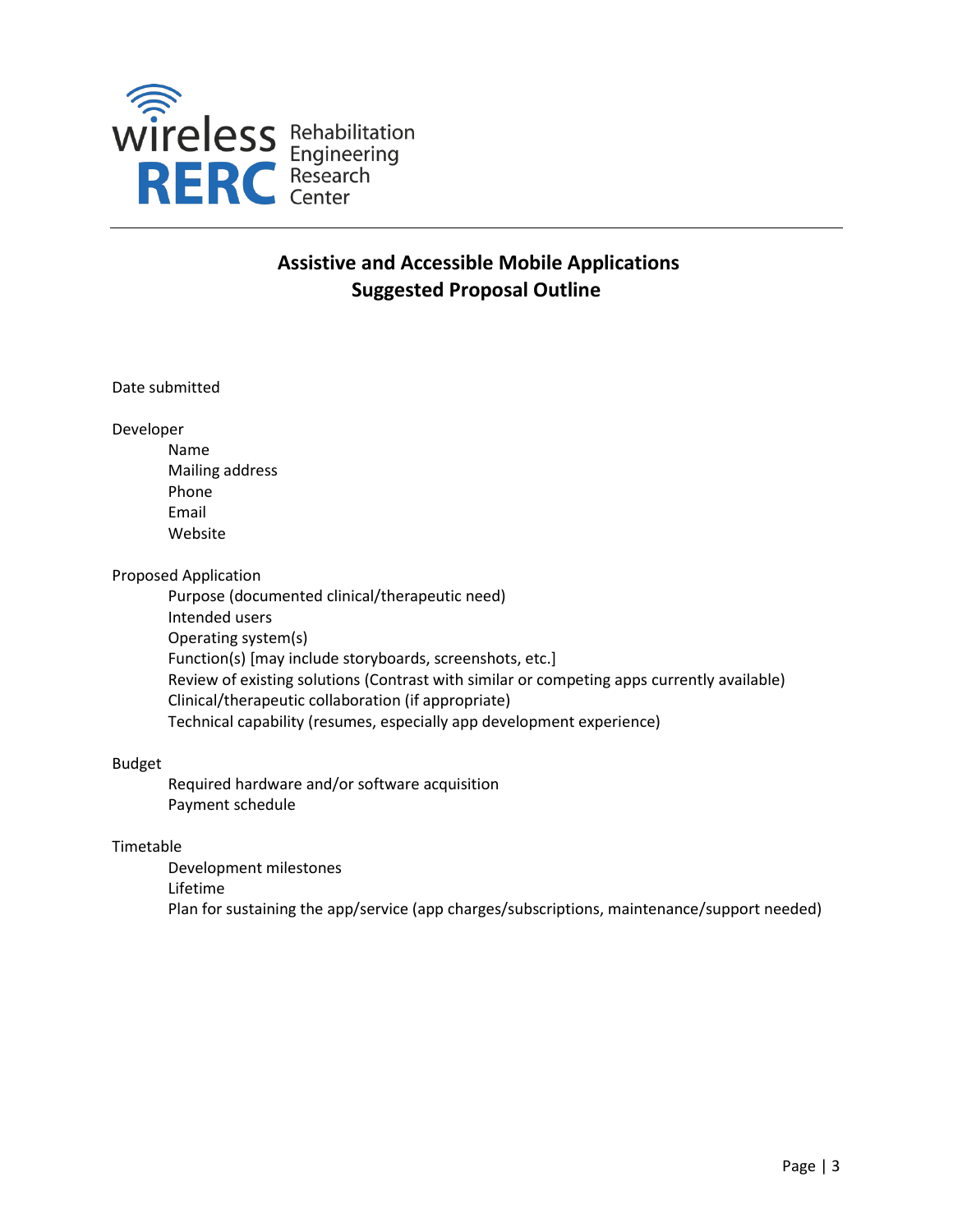wireless RERC Rehabilitation Engineering Research Center

# Assistive and Accessible Mobile Applications
## Suggested Proposal Outline

Date submitted

Developer
- Name
- Mailing address
- Phone
- Email
- Website

Proposed Application
- Purpose (documented clinical/therapeutic need)
- Intended users
- Operating system(s)
- Function(s) [may include storyboards, screenshots, etc.]
- Review of existing solutions (Contrast with similar or competing apps currently available)
- Clinical/therapeutic collaboration (if appropriate)
- Technical capability (resumes, especially app development experience)

Budget
- Required hardware and/or software acquisition
- Payment schedule

Timetable
- Development milestones
- Lifetime
- Plan for sustaining the app/service (app charges/subscriptions, maintenance/support needed)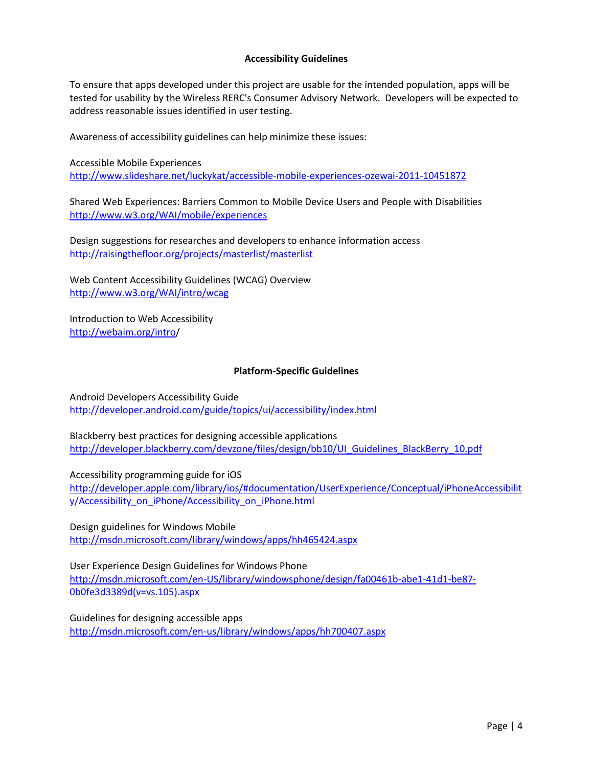## Accessibility Guidelines

To ensure that apps developed under this project are usable for the intended population, apps will be tested for usability by the Wireless RERC's Consumer Advisory Network. Developers will be expected to address reasonable issues identified in user testing.

Awareness of accessibility guidelines can help minimize these issues:

Accessible Mobile Experiences
http://www.slideshare.net/luckykat/accessible-mobile-experiences-ozewai-2011-10451872

Shared Web Experiences: Barriers Common to Mobile Device Users and People with Disabilities
http://www.w3.org/WAI/mobile/experiences

Design suggestions for researches and developers to enhance information access
http://raisingthefloor.org/projects/masterlist/masterlist

Web Content Accessibility Guidelines (WCAG) Overview
http://www.w3.org/WAI/intro/wcag

Introduction to Web Accessibility
http://webaim.org/intro/

## Platform-Specific Guidelines

Android Developers Accessibility Guide
http://developer.android.com/guide/topics/ui/accessibility/index.html

Blackberry best practices for designing accessible applications
http://developer.blackberry.com/devzone/files/design/bb10/UI_Guidelines_BlackBerry_10.pdf

Accessibility programming guide for iOS
http://developer.apple.com/library/ios/#documentation/UserExperience/Conceptual/iPhoneAccessibility/Accessibility_on_iPhone/Accessibility_on_iPhone.html

Design guidelines for Windows Mobile
http://msdn.microsoft.com/library/windows/apps/hh465424.aspx

User Experience Design Guidelines for Windows Phone
http://msdn.microsoft.com/en-US/library/windowsphone/design/fa00461b-abe1-41d1-be87-0b0fe3d3389d(v=vs.105).aspx

Guidelines for designing accessible apps
http://msdn.microsoft.com/en-us/library/windows/apps/hh700407.aspx